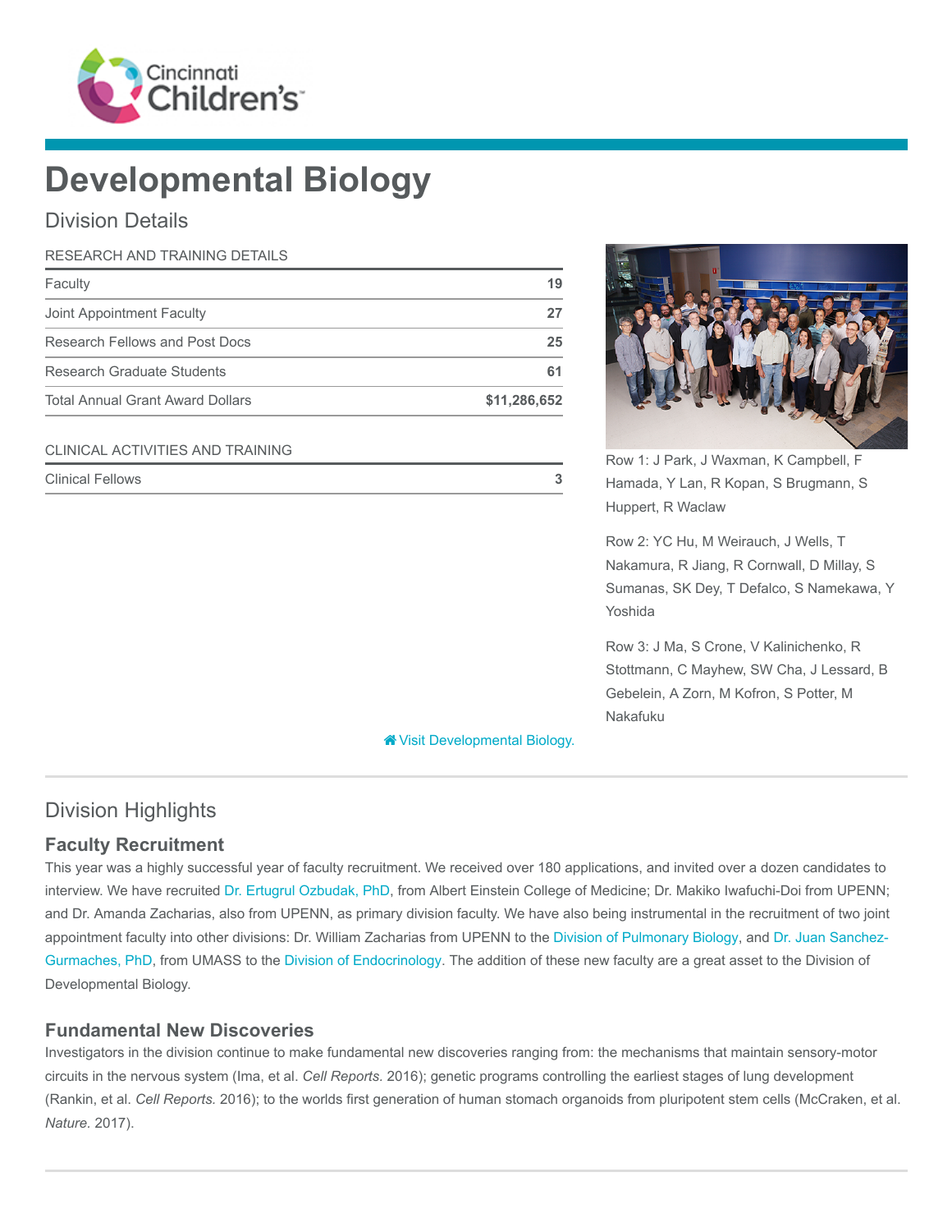# Developmental Biology

## Division Details

| RESEARCH AND TRAINING DETAILS | |
|---|---|
| Faculty | 19 |
| Joint Appointment Faculty | 27 |
| Research Fellows and Post Docs | 25 |
| Research Graduate Students | 61 |
| Total Annual Grant Award Dollars | $11,286,652 |

| CLINICAL ACTIVITIES AND TRAINING | |
|---|---|
| Clinical Fellows | 3 |

Row 1: J Park, J Waxman, K Campbell, F Hamada, Y Lan, R Kopan, S Brugmann, S Huppert, R Waclaw

Row 2: YC Hu, M Weirauch, J Wells, T Nakamura, R Jiang, R Cornwall, D Millay, S Sumanas, SK Dey, T Defalco, S Namekawa, Y Yoshida

Row 3: J Ma, S Crone, V Kalinichenko, R Stottmann, C Mayhew, SW Cha, J Lessard, B Gebelein, A Zorn, M Kofron, S Potter, M Nakafuku

Visit Developmental Biology.

## Division Highlights

### Faculty Recruitment

This year was a highly successful year of faculty recruitment. We received over 180 applications, and invited over a dozen candidates to interview. We have recruited Dr. Ertugrul Ozbudak, PhD, from Albert Einstein College of Medicine; Dr. Makiko Iwafuchi-Doi from UPENN; and Dr. Amanda Zacharias, also from UPENN, as primary division faculty. We have also being instrumental in the recruitment of two joint appointment faculty into other divisions: Dr. William Zacharias from UPENN to the Division of Pulmonary Biology, and Dr. Juan Sanchez-Gurmaches, PhD, from UMASS to the Division of Endocrinology. The addition of these new faculty are a great asset to the Division of Developmental Biology.

### Fundamental New Discoveries

Investigators in the division continue to make fundamental new discoveries ranging from: the mechanisms that maintain sensory-motor circuits in the nervous system (Ima, et al. *Cell Reports.* 2016); genetic programs controlling the earliest stages of lung development (Rankin, et al. *Cell Reports.* 2016); to the worlds first generation of human stomach organoids from pluripotent stem cells (McCraken, et al. *Nature.* 2017).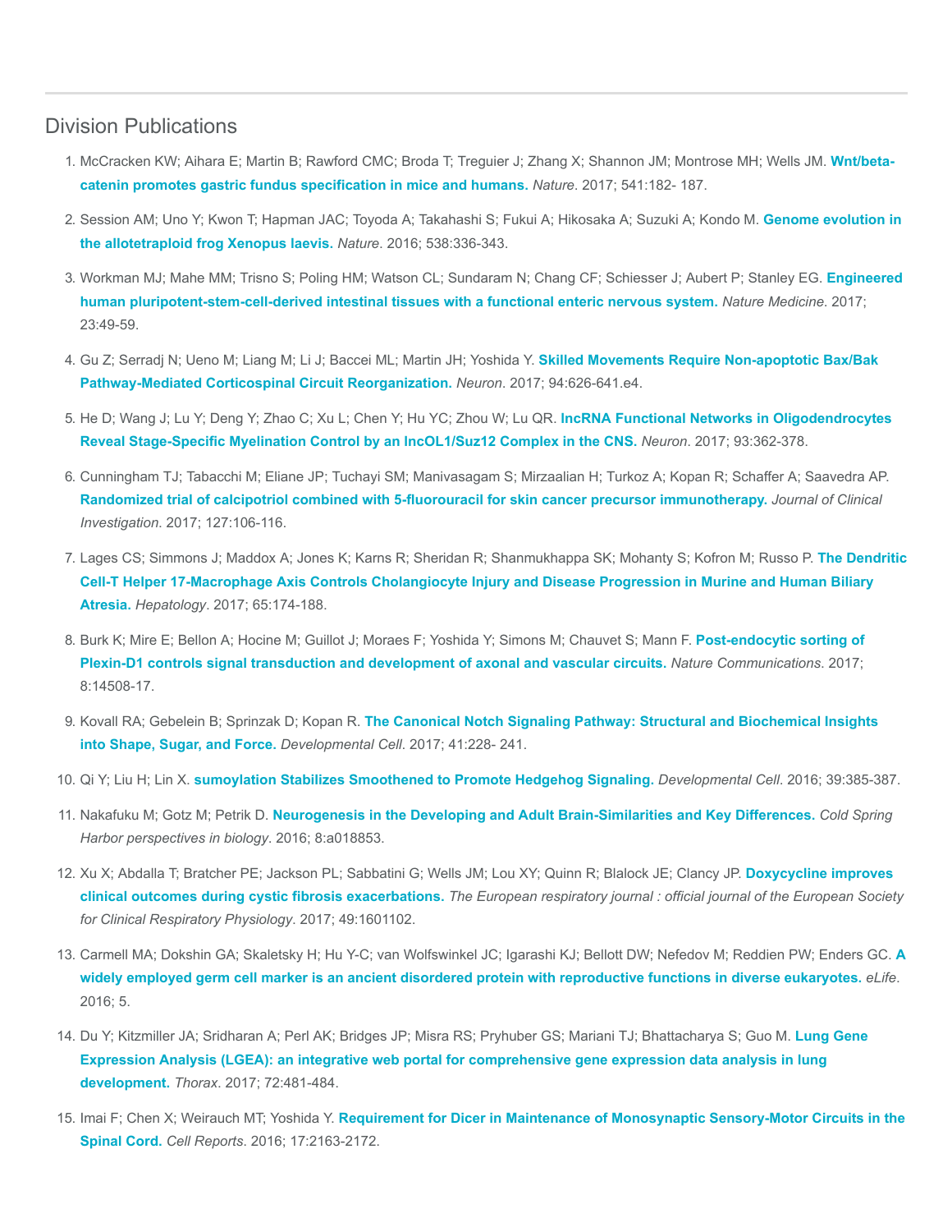## Division Publications

1. McCracken KW; Aihara E; Martin B; Rawford CMC; Broda T; Treguier J; Zhang X; Shannon JM; Montrose MH; Wells JM. **Wnt/beta-catenin promotes gastric fundus specification in mice and humans.** *Nature*. 2017; 541:182- 187.

2. Session AM; Uno Y; Kwon T; Hapman JAC; Toyoda A; Takahashi S; Fukui A; Hikosaka A; Suzuki A; Kondo M. **Genome evolution in the allotetraploid frog Xenopus laevis.** *Nature*. 2016; 538:336-343.

3. Workman MJ; Mahe MM; Trisno S; Poling HM; Watson CL; Sundaram N; Chang CF; Schiesser J; Aubert P; Stanley EG. **Engineered human pluripotent-stem-cell-derived intestinal tissues with a functional enteric nervous system.** *Nature Medicine*. 2017; 23:49-59.

4. Gu Z; Serradj N; Ueno M; Liang M; Li J; Baccei ML; Martin JH; Yoshida Y. **Skilled Movements Require Non-apoptotic Bax/Bak Pathway-Mediated Corticospinal Circuit Reorganization.** *Neuron*. 2017; 94:626-641.e4.

5. He D; Wang J; Lu Y; Deng Y; Zhao C; Xu L; Chen Y; Hu YC; Zhou W; Lu QR. **lncRNA Functional Networks in Oligodendrocytes Reveal Stage-Specific Myelination Control by an lncOL1/Suz12 Complex in the CNS.** *Neuron*. 2017; 93:362-378.

6. Cunningham TJ; Tabacchi M; Eliane JP; Tuchayi SM; Manivasagam S; Mirzaalian H; Turkoz A; Kopan R; Schaffer A; Saavedra AP. **Randomized trial of calcipotriol combined with 5-fluorouracil for skin cancer precursor immunotherapy.** *Journal of Clinical Investigation*. 2017; 127:106-116.

7. Lages CS; Simmons J; Maddox A; Jones K; Karns R; Sheridan R; Shanmukhappa SK; Mohanty S; Kofron M; Russo P. **The Dendritic Cell-T Helper 17-Macrophage Axis Controls Cholangiocyte Injury and Disease Progression in Murine and Human Biliary Atresia.** *Hepatology*. 2017; 65:174-188.

8. Burk K; Mire E; Bellon A; Hocine M; Guillot J; Moraes F; Yoshida Y; Simons M; Chauvet S; Mann F. **Post-endocytic sorting of Plexin-D1 controls signal transduction and development of axonal and vascular circuits.** *Nature Communications*. 2017; 8:14508-17.

9. Kovall RA; Gebelein B; Sprinzak D; Kopan R. **The Canonical Notch Signaling Pathway: Structural and Biochemical Insights into Shape, Sugar, and Force.** *Developmental Cell*. 2017; 41:228- 241.

10. Qi Y; Liu H; Lin X. **sumoylation Stabilizes Smoothened to Promote Hedgehog Signaling.** *Developmental Cell*. 2016; 39:385-387.

11. Nakafuku M; Gotz M; Petrik D. **Neurogenesis in the Developing and Adult Brain-Similarities and Key Differences.** *Cold Spring Harbor perspectives in biology*. 2016; 8:a018853.

12. Xu X; Abdalla T; Bratcher PE; Jackson PL; Sabbatini G; Wells JM; Lou XY; Quinn R; Blalock JE; Clancy JP. **Doxycycline improves clinical outcomes during cystic fibrosis exacerbations.** *The European respiratory journal : official journal of the European Society for Clinical Respiratory Physiology*. 2017; 49:1601102.

13. Carmell MA; Dokshin GA; Skaletsky H; Hu Y-C; van Wolfswinkel JC; Igarashi KJ; Bellott DW; Nefedov M; Reddien PW; Enders GC. **A widely employed germ cell marker is an ancient disordered protein with reproductive functions in diverse eukaryotes.** *eLife*. 2016; 5.

14. Du Y; Kitzmiller JA; Sridharan A; Perl AK; Bridges JP; Misra RS; Pryhuber GS; Mariani TJ; Bhattacharya S; Guo M. **Lung Gene Expression Analysis (LGEA): an integrative web portal for comprehensive gene expression data analysis in lung development.** *Thorax*. 2017; 72:481-484.

15. Imai F; Chen X; Weirauch MT; Yoshida Y. **Requirement for Dicer in Maintenance of Monosynaptic Sensory-Motor Circuits in the Spinal Cord.** *Cell Reports*. 2016; 17:2163-2172.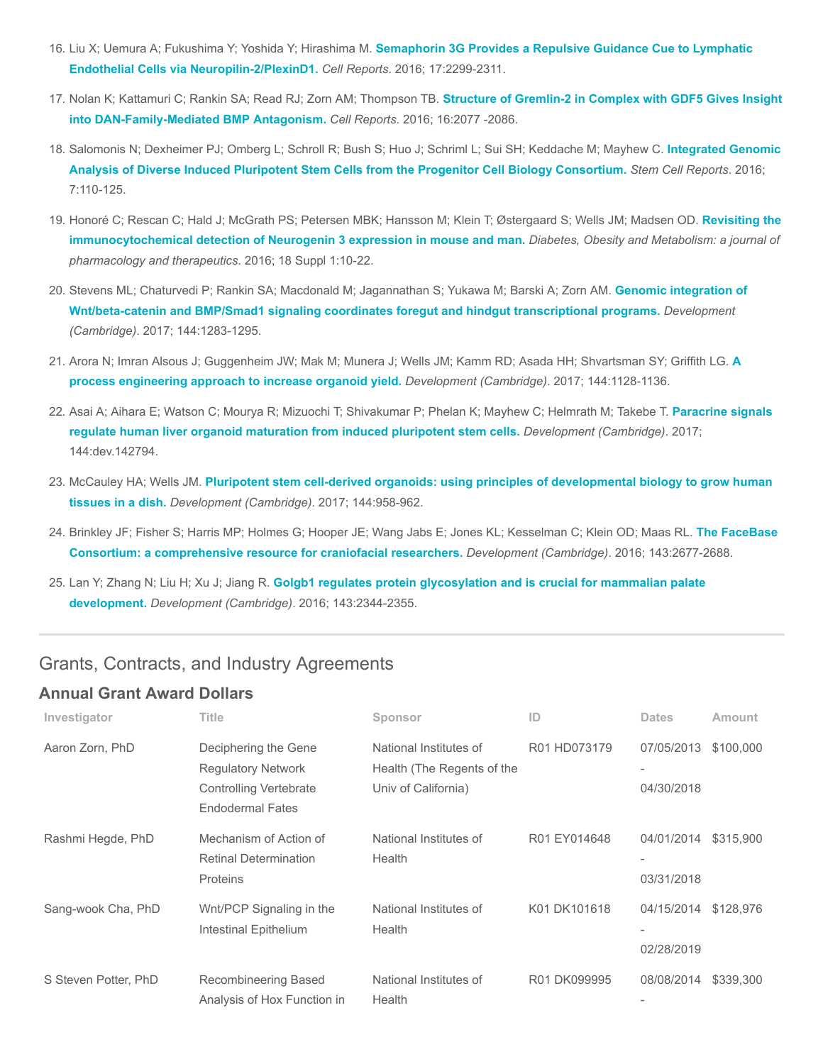16. Liu X; Uemura A; Fukushima Y; Yoshida Y; Hirashima M. **Semaphorin 3G Provides a Repulsive Guidance Cue to Lymphatic Endothelial Cells via Neuropilin-2/PlexinD1.** *Cell Reports*. 2016; 17:2299-2311.

17. Nolan K; Kattamuri C; Rankin SA; Read RJ; Zorn AM; Thompson TB. **Structure of Gremlin-2 in Complex with GDF5 Gives Insight into DAN-Family-Mediated BMP Antagonism.** *Cell Reports*. 2016; 16:2077 -2086.

18. Salomonis N; Dexheimer PJ; Omberg L; Schroll R; Bush S; Huo J; Schriml L; Sui SH; Keddache M; Mayhew C. **Integrated Genomic Analysis of Diverse Induced Pluripotent Stem Cells from the Progenitor Cell Biology Consortium.** *Stem Cell Reports*. 2016; 7:110-125.

19. Honoré C; Rescan C; Hald J; McGrath PS; Petersen MBK; Hansson M; Klein T; Østergaard S; Wells JM; Madsen OD. **Revisiting the immunocytochemical detection of Neurogenin 3 expression in mouse and man.** *Diabetes, Obesity and Metabolism: a journal of pharmacology and therapeutics*. 2016; 18 Suppl 1:10-22.

20. Stevens ML; Chaturvedi P; Rankin SA; Macdonald M; Jagannathan S; Yukawa M; Barski A; Zorn AM. **Genomic integration of Wnt/beta-catenin and BMP/Smad1 signaling coordinates foregut and hindgut transcriptional programs.** *Development (Cambridge)*. 2017; 144:1283-1295.

21. Arora N; Imran Alsous J; Guggenheim JW; Mak M; Munera J; Wells JM; Kamm RD; Asada HH; Shvartsman SY; Griffith LG. **A process engineering approach to increase organoid yield.** *Development (Cambridge)*. 2017; 144:1128-1136.

22. Asai A; Aihara E; Watson C; Mourya R; Mizuochi T; Shivakumar P; Phelan K; Mayhew C; Helmrath M; Takebe T. **Paracrine signals regulate human liver organoid maturation from induced pluripotent stem cells.** *Development (Cambridge)*. 2017; 144:dev.142794.

23. McCauley HA; Wells JM. **Pluripotent stem cell-derived organoids: using principles of developmental biology to grow human tissues in a dish.** *Development (Cambridge)*. 2017; 144:958-962.

24. Brinkley JF; Fisher S; Harris MP; Holmes G; Hooper JE; Wang Jabs E; Jones KL; Kesselman C; Klein OD; Maas RL. **The FaceBase Consortium: a comprehensive resource for craniofacial researchers.** *Development (Cambridge)*. 2016; 143:2677-2688.

25. Lan Y; Zhang N; Liu H; Xu J; Jiang R. **Golgb1 regulates protein glycosylation and is crucial for mammalian palate development.** *Development (Cambridge)*. 2016; 143:2344-2355.

## Grants, Contracts, and Industry Agreements

### Annual Grant Award Dollars

| Investigator | Title | Sponsor | ID | Dates | Amount |
|---|---|---|---|---|---|
| Aaron Zorn, PhD | Deciphering the Gene Regulatory Network Controlling Vertebrate Endodermal Fates | National Institutes of Health (The Regents of the Univ of California) | R01 HD073179 | 07/05/2013 - 04/30/2018 | $100,000 |
| Rashmi Hegde, PhD | Mechanism of Action of Retinal Determination Proteins | National Institutes of Health | R01 EY014648 | 04/01/2014 - 03/31/2018 | $315,900 |
| Sang-wook Cha, PhD | Wnt/PCP Signaling in the Intestinal Epithelium | National Institutes of Health | K01 DK101618 | 04/15/2014 - 02/28/2019 | $128,976 |
| S Steven Potter, PhD | Recombineering Based Analysis of Hox Function in | National Institutes of Health | R01 DK099995 | 08/08/2014 - | $339,300 |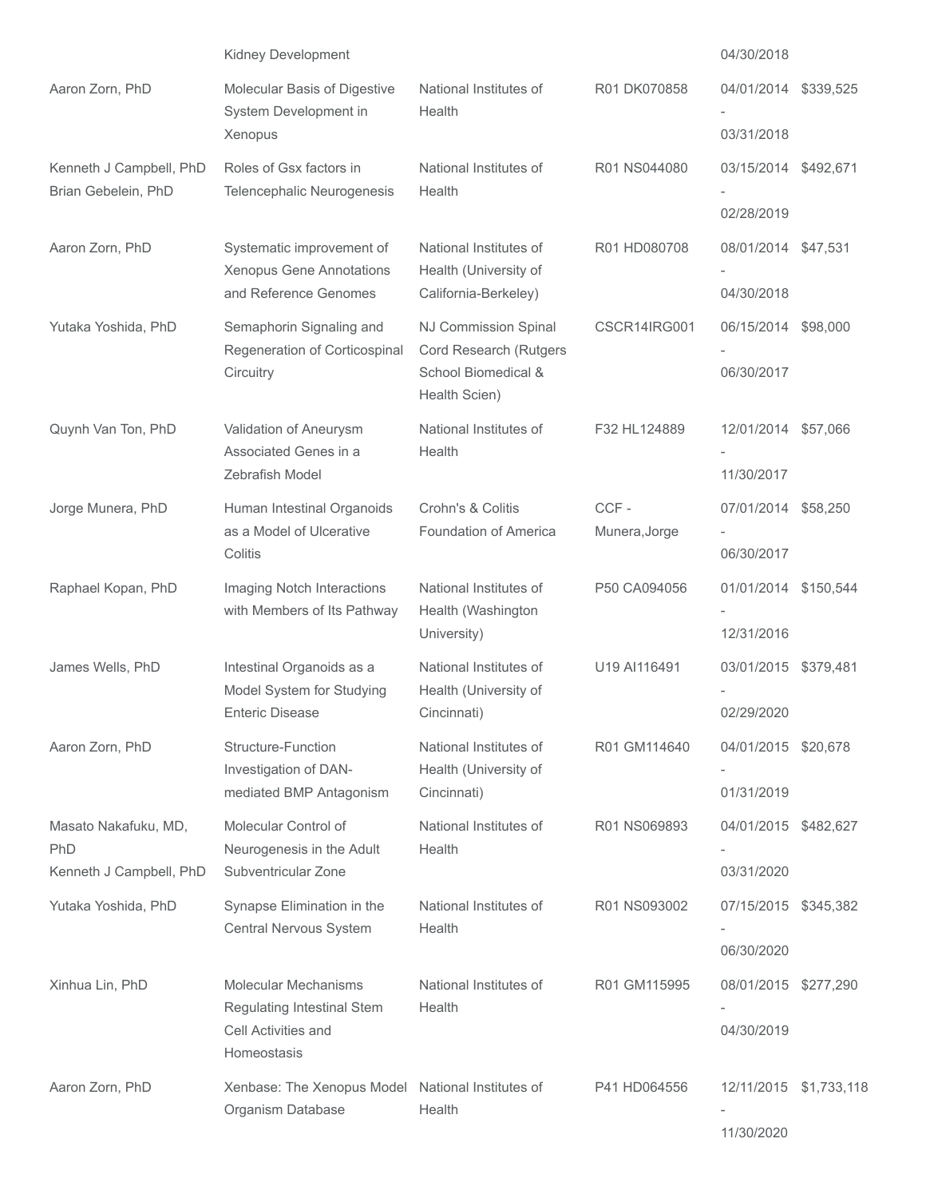| | Kidney Development | | | 04/30/2018 | |
|---|---|---|---|---|---|
| Aaron Zorn, PhD | Molecular Basis of Digestive System Development in Xenopus | National Institutes of Health | R01 DK070858 | 04/01/2014 - 03/31/2018 | $339,525 |
| Kenneth J Campbell, PhD Brian Gebelein, PhD | Roles of Gsx factors in Telencephalic Neurogenesis | National Institutes of Health | R01 NS044080 | 03/15/2014 - 02/28/2019 | $492,671 |
| Aaron Zorn, PhD | Systematic improvement of Xenopus Gene Annotations and Reference Genomes | National Institutes of Health (University of California-Berkeley) | R01 HD080708 | 08/01/2014 - 04/30/2018 | $47,531 |
| Yutaka Yoshida, PhD | Semaphorin Signaling and Regeneration of Corticospinal Circuitry | NJ Commission Spinal Cord Research (Rutgers School Biomedical & Health Scien) | CSCR14IRG001 | 06/15/2014 - 06/30/2017 | $98,000 |
| Quynh Van Ton, PhD | Validation of Aneurysm Associated Genes in a Zebrafish Model | National Institutes of Health | F32 HL124889 | 12/01/2014 - 11/30/2017 | $57,066 |
| Jorge Munera, PhD | Human Intestinal Organoids as a Model of Ulcerative Colitis | Crohn's & Colitis Foundation of America | CCF - Munera,Jorge | 07/01/2014 - 06/30/2017 | $58,250 |
| Raphael Kopan, PhD | Imaging Notch Interactions with Members of Its Pathway | National Institutes of Health (Washington University) | P50 CA094056 | 01/01/2014 - 12/31/2016 | $150,544 |
| James Wells, PhD | Intestinal Organoids as a Model System for Studying Enteric Disease | National Institutes of Health (University of Cincinnati) | U19 AI116491 | 03/01/2015 - 02/29/2020 | $379,481 |
| Aaron Zorn, PhD | Structure-Function Investigation of DAN-mediated BMP Antagonism | National Institutes of Health (University of Cincinnati) | R01 GM114640 | 04/01/2015 - 01/31/2019 | $20,678 |
| Masato Nakafuku, MD, PhD Kenneth J Campbell, PhD | Molecular Control of Neurogenesis in the Adult Subventricular Zone | National Institutes of Health | R01 NS069893 | 04/01/2015 - 03/31/2020 | $482,627 |
| Yutaka Yoshida, PhD | Synapse Elimination in the Central Nervous System | National Institutes of Health | R01 NS093002 | 07/15/2015 - 06/30/2020 | $345,382 |
| Xinhua Lin, PhD | Molecular Mechanisms Regulating Intestinal Stem Cell Activities and Homeostasis | National Institutes of Health | R01 GM115995 | 08/01/2015 - 04/30/2019 | $277,290 |
| Aaron Zorn, PhD | Xenbase: The Xenopus Model Organism Database | National Institutes of Health | P41 HD064556 | 12/11/2015 - 11/30/2020 | $1,733,118 |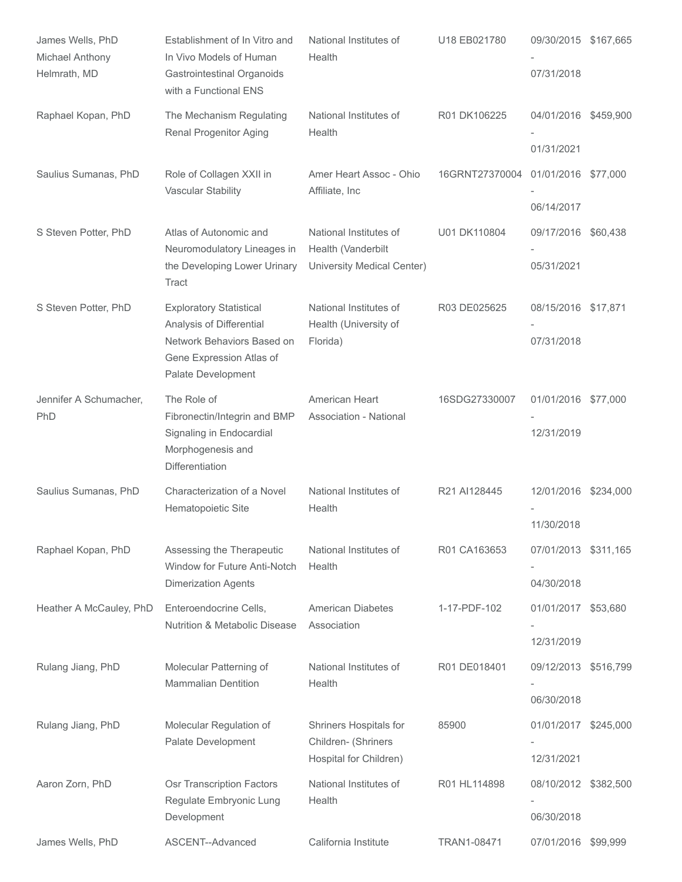| | | | | | |
|---|---|---|---|---|---|
| James Wells, PhD<br>Michael Anthony Helmrath, MD | Establishment of In Vitro and In Vivo Models of Human Gastrointestinal Organoids with a Functional ENS | National Institutes of Health | U18 EB021780 | 09/30/2015 - 07/31/2018 | $167,665 |
| Raphael Kopan, PhD | The Mechanism Regulating Renal Progenitor Aging | National Institutes of Health | R01 DK106225 | 04/01/2016 - 01/31/2021 | $459,900 |
| Saulius Sumanas, PhD | Role of Collagen XXII in Vascular Stability | Amer Heart Assoc - Ohio Affiliate, Inc | 16GRNT27370004 | 01/01/2016 - 06/14/2017 | $77,000 |
| S Steven Potter, PhD | Atlas of Autonomic and Neuromodulatory Lineages in the Developing Lower Urinary Tract | National Institutes of Health (Vanderbilt University Medical Center) | U01 DK110804 | 09/17/2016 - 05/31/2021 | $60,438 |
| S Steven Potter, PhD | Exploratory Statistical Analysis of Differential Network Behaviors Based on Gene Expression Atlas of Palate Development | National Institutes of Health (University of Florida) | R03 DE025625 | 08/15/2016 - 07/31/2018 | $17,871 |
| Jennifer A Schumacher, PhD | The Role of Fibronectin/Integrin and BMP Signaling in Endocardial Morphogenesis and Differentiation | American Heart Association - National | 16SDG27330007 | 01/01/2016 - 12/31/2019 | $77,000 |
| Saulius Sumanas, PhD | Characterization of a Novel Hematopoietic Site | National Institutes of Health | R21 AI128445 | 12/01/2016 - 11/30/2018 | $234,000 |
| Raphael Kopan, PhD | Assessing the Therapeutic Window for Future Anti-Notch Dimerization Agents | National Institutes of Health | R01 CA163653 | 07/01/2013 - 04/30/2018 | $311,165 |
| Heather A McCauley, PhD | Enteroendocrine Cells, Nutrition & Metabolic Disease | American Diabetes Association | 1-17-PDF-102 | 01/01/2017 - 12/31/2019 | $53,680 |
| Rulang Jiang, PhD | Molecular Patterning of Mammalian Dentition | National Institutes of Health | R01 DE018401 | 09/12/2013 - 06/30/2018 | $516,799 |
| Rulang Jiang, PhD | Molecular Regulation of Palate Development | Shriners Hospitals for Children- (Shriners Hospital for Children) | 85900 | 01/01/2017 - 12/31/2021 | $245,000 |
| Aaron Zorn, PhD | Osr Transcription Factors Regulate Embryonic Lung Development | National Institutes of Health | R01 HL114898 | 08/10/2012 - 06/30/2018 | $382,500 |
| James Wells, PhD | ASCENT--Advanced | California Institute | TRAN1-08471 | 07/01/2016 | $99,999 |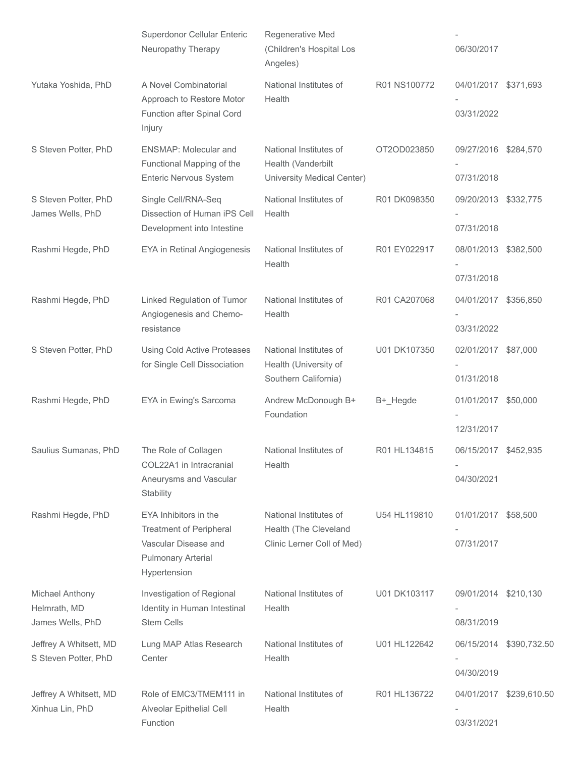| | | | | | |
|---|---|---|---|---|---|
| | Superdonor Cellular Enteric Neuropathy Therapy | Regenerative Med (Children's Hospital Los Angeles) | | - 06/30/2017 | |
| Yutaka Yoshida, PhD | A Novel Combinatorial Approach to Restore Motor Function after Spinal Cord Injury | National Institutes of Health | R01 NS100772 | 04/01/2017 - 03/31/2022 | $371,693 |
| S Steven Potter, PhD | ENSMAP: Molecular and Functional Mapping of the Enteric Nervous System | National Institutes of Health (Vanderbilt University Medical Center) | OT2OD023850 | 09/27/2016 - 07/31/2018 | $284,570 |
| S Steven Potter, PhD James Wells, PhD | Single Cell/RNA-Seq Dissection of Human iPS Cell Development into Intestine | National Institutes of Health | R01 DK098350 | 09/20/2013 - 07/31/2018 | $332,775 |
| Rashmi Hegde, PhD | EYA in Retinal Angiogenesis | National Institutes of Health | R01 EY022917 | 08/01/2013 - 07/31/2018 | $382,500 |
| Rashmi Hegde, PhD | Linked Regulation of Tumor Angiogenesis and Chemo-resistance | National Institutes of Health | R01 CA207068 | 04/01/2017 - 03/31/2022 | $356,850 |
| S Steven Potter, PhD | Using Cold Active Proteases for Single Cell Dissociation | National Institutes of Health (University of Southern California) | U01 DK107350 | 02/01/2017 - 01/31/2018 | $87,000 |
| Rashmi Hegde, PhD | EYA in Ewing's Sarcoma | Andrew McDonough B+ Foundation | B+_Hegde | 01/01/2017 - 12/31/2017 | $50,000 |
| Saulius Sumanas, PhD | The Role of Collagen COL22A1 in Intracranial Aneurysms and Vascular Stability | National Institutes of Health | R01 HL134815 | 06/15/2017 - 04/30/2021 | $452,935 |
| Rashmi Hegde, PhD | EYA Inhibitors in the Treatment of Peripheral Vascular Disease and Pulmonary Arterial Hypertension | National Institutes of Health (The Cleveland Clinic Lerner Coll of Med) | U54 HL119810 | 01/01/2017 - 07/31/2017 | $58,500 |
| Michael Anthony Helmrath, MD James Wells, PhD | Investigation of Regional Identity in Human Intestinal Stem Cells | National Institutes of Health | U01 DK103117 | 09/01/2014 - 08/31/2019 | $210,130 |
| Jeffrey A Whitsett, MD S Steven Potter, PhD | Lung MAP Atlas Research Center | National Institutes of Health | U01 HL122642 | 06/15/2014 - 04/30/2019 | $390,732.50 |
| Jeffrey A Whitsett, MD Xinhua Lin, PhD | Role of EMC3/TMEM111 in Alveolar Epithelial Cell Function | National Institutes of Health | R01 HL136722 | 04/01/2017 - 03/31/2021 | $239,610.50 |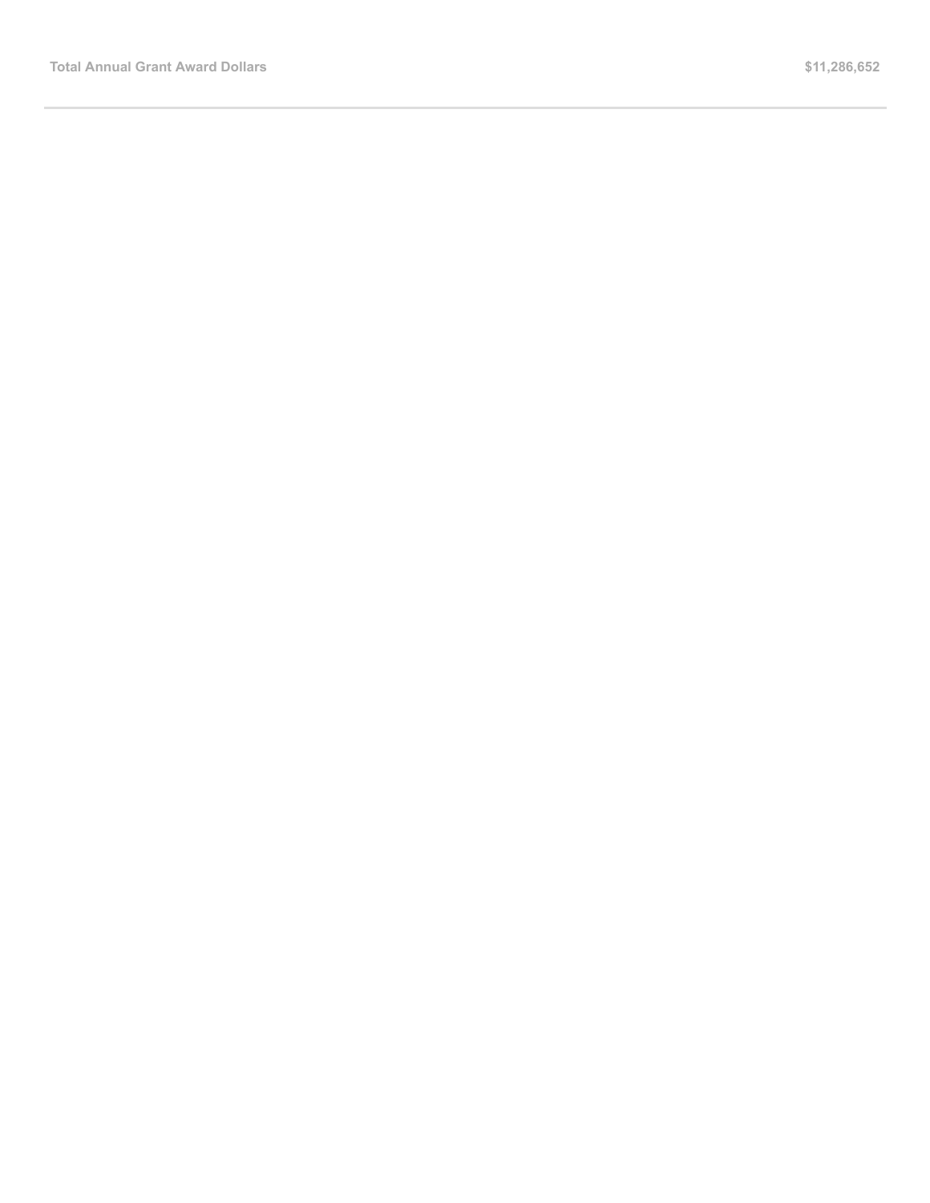| | |
|---|---|
| **Total Annual Grant Award Dollars** | **$11,286,652** |